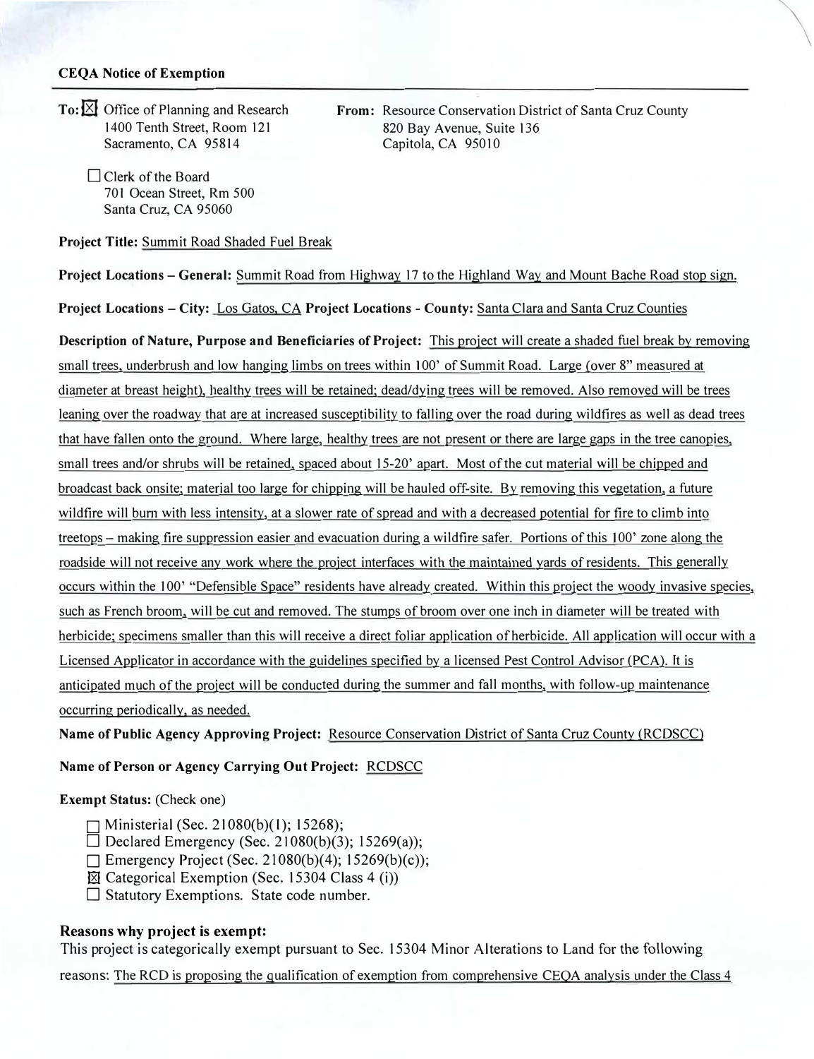**CEQA Notice of Exemption**

**To:** ☒ Office of Planning and Research
1400 Tenth Street, Room 121
Sacramento, CA 95814

☐ Clerk of the Board
701 Ocean Street, Rm 500
Santa Cruz, CA 95060

**From:** Resource Conservation District of Santa Cruz County
820 Bay Avenue, Suite 136
Capitola, CA 95010

**Project Title:** Summit Road Shaded Fuel Break

**Project Locations – General:** Summit Road from Highway 17 to the Highland Way and Mount Bache Road stop sign.

**Project Locations – City:** Los Gatos, CA **Project Locations - County:** Santa Clara and Santa Cruz Counties

**Description of Nature, Purpose and Beneficiaries of Project:** This project will create a shaded fuel break by removing small trees, underbrush and low hanging limbs on trees within 100' of Summit Road. Large (over 8" measured at diameter at breast height), healthy trees will be retained; dead/dying trees will be removed. Also removed will be trees leaning over the roadway that are at increased susceptibility to falling over the road during wildfires as well as dead trees that have fallen onto the ground. Where large, healthy trees are not present or there are large gaps in the tree canopies, small trees and/or shrubs will be retained, spaced about 15-20' apart. Most of the cut material will be chipped and broadcast back onsite; material too large for chipping will be hauled off-site. By removing this vegetation, a future wildfire will burn with less intensity, at a slower rate of spread and with a decreased potential for fire to climb into treetops – making fire suppression easier and evacuation during a wildfire safer. Portions of this 100' zone along the roadside will not receive any work where the project interfaces with the maintained yards of residents. This generally occurs within the 100' "Defensible Space" residents have already created. Within this project the woody invasive species, such as French broom, will be cut and removed. The stumps of broom over one inch in diameter will be treated with herbicide; specimens smaller than this will receive a direct foliar application of herbicide. All application will occur with a Licensed Applicator in accordance with the guidelines specified by a licensed Pest Control Advisor (PCA). It is anticipated much of the project will be conducted during the summer and fall months, with follow-up maintenance occurring periodically, as needed.

**Name of Public Agency Approving Project:** Resource Conservation District of Santa Cruz County (RCDSCC)

**Name of Person or Agency Carrying Out Project:** RCDSCC

**Exempt Status:** (Check one)

- ☐ Ministerial (Sec. 21080(b)(1); 15268);
- ☐ Declared Emergency (Sec. 21080(b)(3); 15269(a));
- ☐ Emergency Project (Sec. 21080(b)(4); 15269(b)(c));
- ☒ Categorical Exemption (Sec. 15304 Class 4 (i))
- ☐ Statutory Exemptions. State code number.

**Reasons why project is exempt:**

This project is categorically exempt pursuant to Sec. 15304 Minor Alterations to Land for the following reasons: The RCD is proposing the qualification of exemption from comprehensive CEQA analysis under the Class 4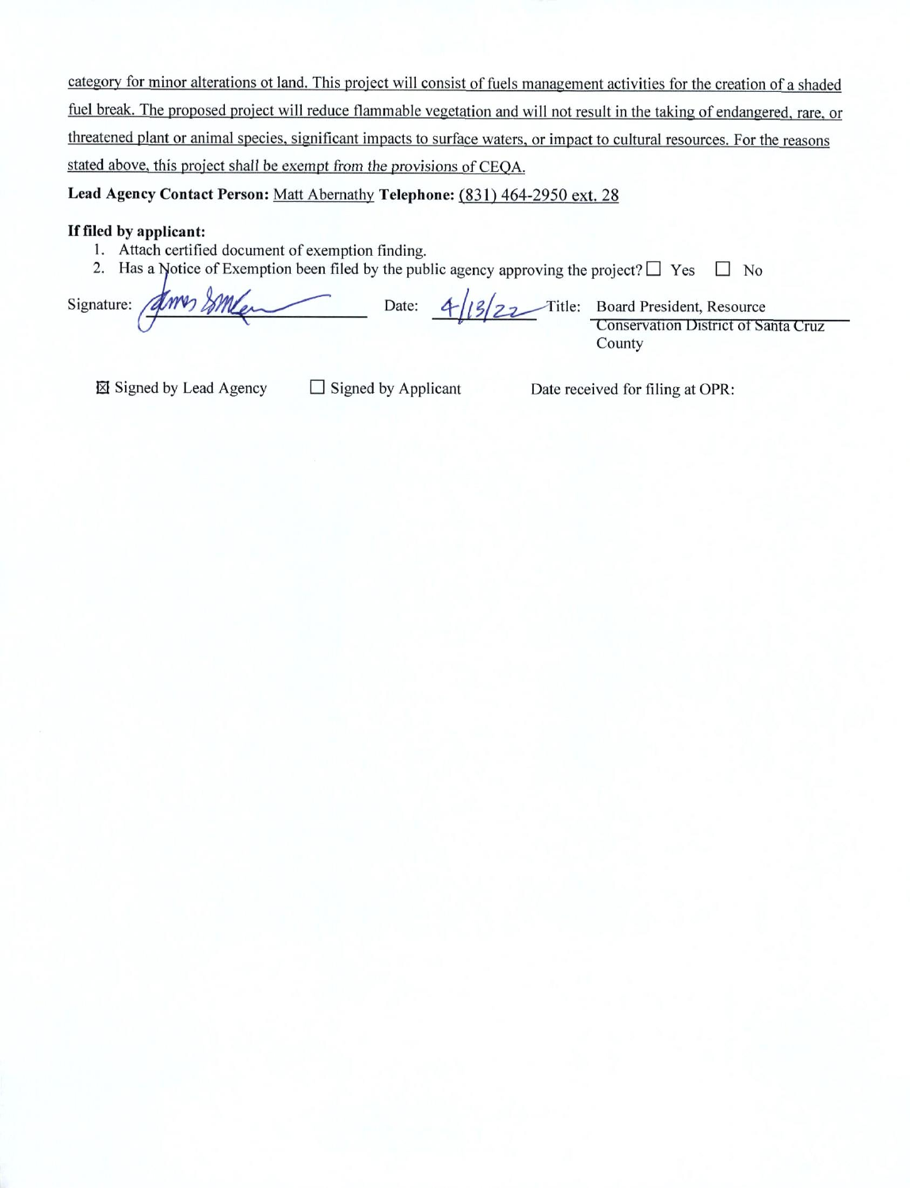category for minor alterations ot land. This project will consist of fuels management activities for the creation of a shaded fuel break. The proposed project will reduce flammable vegetation and will not result in the taking of endangered, rare, or threatened plant or animal species, significant impacts to surface waters, or impact to cultural resources. For the reasons stated above, this project shall be exempt from the provisions of CEQA.

**Lead Agency Contact Person:** Matt Abernathy **Telephone:** (831) 464-2950 ext. 28

**If filed by applicant:**

1. Attach certified document of exemption finding.
2. Has a Notice of Exemption been filed by the public agency approving the project? ☐ Yes ☐ No

Signature: [signature] Date: 4/13/22 Title: Board President, Resource Conservation District of Santa Cruz County

☒ Signed by Lead Agency ☐ Signed by Applicant Date received for filing at OPR: